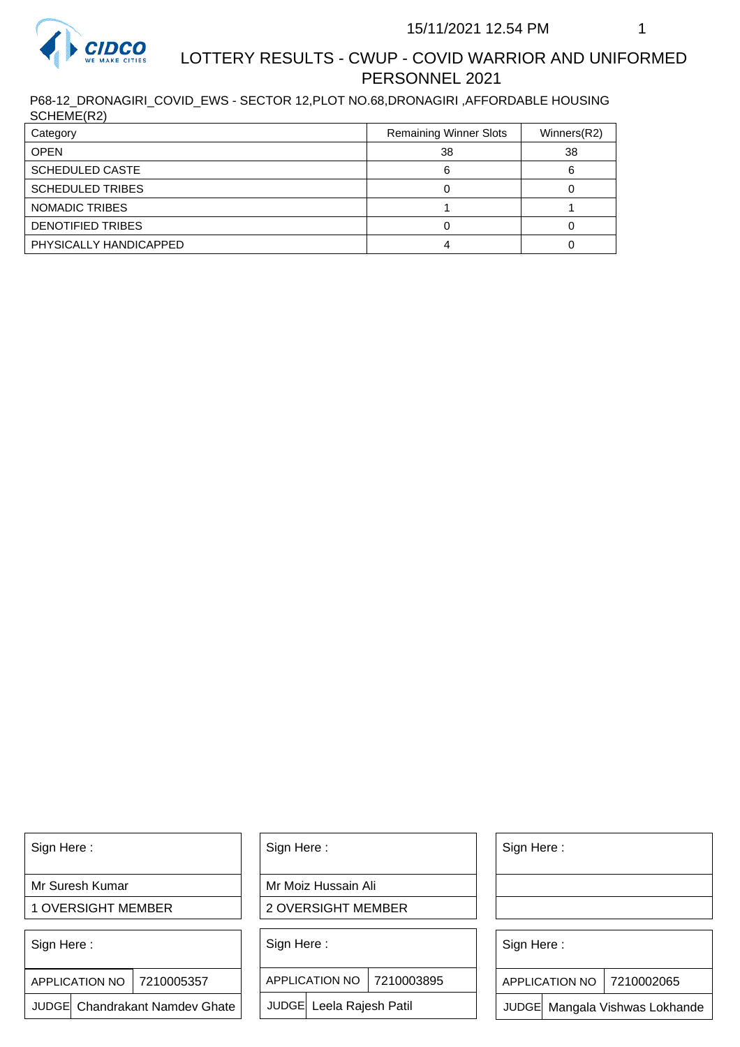15/11/2021 12.54 PM

# LOTTERY RESULTS - CWUP - COVID WARRIOR AND UNIFORMED PERSONNEL 2021

P68-12_DRONAGIRI_COVID_EWS - SECTOR 12,PLOT NO.68,DRONAGIRI ,AFFORDABLE HOUSING SCHEME(R2)

| Category | Remaining Winner Slots | Winners(R2) |
|---|---|---|
| OPEN | 38 | 38 |
| SCHEDULED CASTE | 6 | 6 |
| SCHEDULED TRIBES | 0 | 0 |
| NOMADIC TRIBES | 1 | 1 |
| DENOTIFIED TRIBES | 0 | 0 |
| PHYSICALLY HANDICAPPED | 4 | 0 |

| Sign Here : | Sign Here : | Sign Here : |
|---|---|---|
| Mr Suresh Kumar | Mr Moiz Hussain Ali | |
| 1 OVERSIGHT MEMBER | 2 OVERSIGHT MEMBER | |

| Sign Here : | Sign Here : | Sign Here : |
|---|---|---|
| APPLICATION NO 7210005357 | APPLICATION NO 7210003895 | APPLICATION NO 7210002065 |
| JUDGE Chandrakant Namdev Ghate | JUDGE Leela Rajesh Patil | JUDGE Mangala Vishwas Lokhande |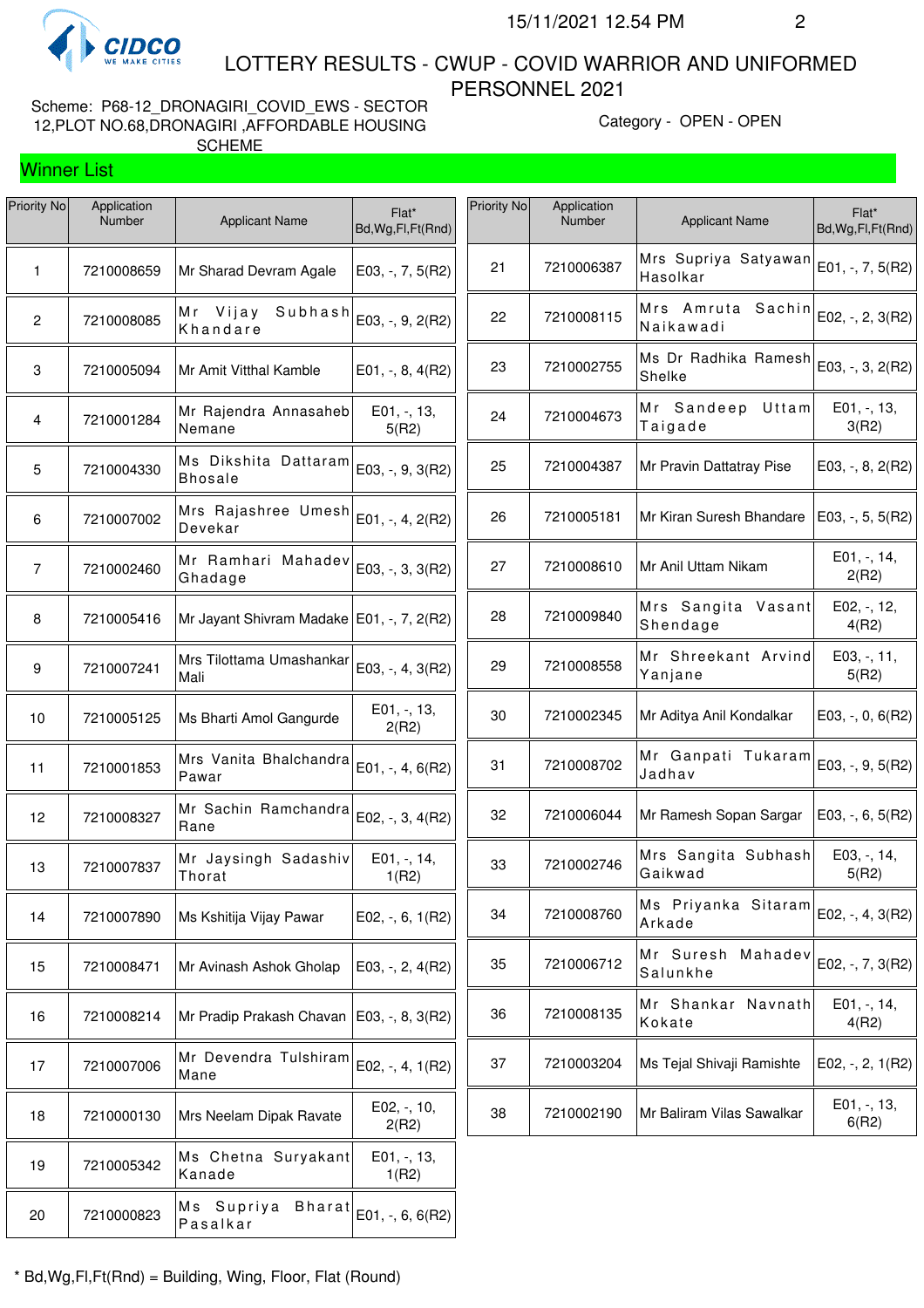CIDCO WE MAKE CITIES

15/11/2021 12.54 PM

# LOTTERY RESULTS - CWUP - COVID WARRIOR AND UNIFORMED PERSONNEL 2021

Scheme: P68-12_DRONAGIRI_COVID_EWS - SECTOR 12,PLOT NO.68,DRONAGIRI ,AFFORDABLE HOUSING SCHEME

Category - OPEN - OPEN

## Winner List

| Priority No | Application Number | Applicant Name | Flat* Bd,Wg,Fl,Ft(Rnd) |
|---|---|---|---|
| 1 | 7210008659 | Mr Sharad Devram Agale | E03, -, 7, 5(R2) |
| 2 | 7210008085 | Mr Vijay Subhash Khandare | E03, -, 9, 2(R2) |
| 3 | 7210005094 | Mr Amit Vitthal Kamble | E01, -, 8, 4(R2) |
| 4 | 7210001284 | Mr Rajendra Annasaheb Nemane | E01, -, 13, 5(R2) |
| 5 | 7210004330 | Ms Dikshita Dattaram Bhosale | E03, -, 9, 3(R2) |
| 6 | 7210007002 | Mrs Rajashree Umesh Devekar | E01, -, 4, 2(R2) |
| 7 | 7210002460 | Mr Ramhari Mahadev Ghadage | E03, -, 3, 3(R2) |
| 8 | 7210005416 | Mr Jayant Shivram Madake | E01, -, 7, 2(R2) |
| 9 | 7210007241 | Mrs Tilottama Umashankar Mali | E03, -, 4, 3(R2) |
| 10 | 7210005125 | Ms Bharti Amol Gangurde | E01, -, 13, 2(R2) |
| 11 | 7210001853 | Mrs Vanita Bhalchandra Pawar | E01, -, 4, 6(R2) |
| 12 | 7210008327 | Mr Sachin Ramchandra Rane | E02, -, 3, 4(R2) |
| 13 | 7210007837 | Mr Jaysingh Sadashiv Thorat | E01, -, 14, 1(R2) |
| 14 | 7210007890 | Ms Kshitija Vijay Pawar | E02, -, 6, 1(R2) |
| 15 | 7210008471 | Mr Avinash Ashok Gholap | E03, -, 2, 4(R2) |
| 16 | 7210008214 | Mr Pradip Prakash Chavan | E03, -, 8, 3(R2) |
| 17 | 7210007006 | Mr Devendra Tulshiram Mane | E02, -, 4, 1(R2) |
| 18 | 7210000130 | Mrs Neelam Dipak Ravate | E02, -, 10, 2(R2) |
| 19 | 7210005342 | Ms Chetna Suryakant Kanade | E01, -, 13, 1(R2) |
| 20 | 7210000823 | Ms Supriya Bharat Pasalkar | E01, -, 6, 6(R2) |
| 21 | 7210006387 | Mrs Supriya Satyawan Hasolkar | E01, -, 7, 5(R2) |
| 22 | 7210008115 | Mrs Amruta Sachin Naikawadi | E02, -, 2, 3(R2) |
| 23 | 7210002755 | Ms Dr Radhika Ramesh Shelke | E03, -, 3, 2(R2) |
| 24 | 7210004673 | Mr Sandeep Uttam Taigade | E01, -, 13, 3(R2) |
| 25 | 7210004387 | Mr Pravin Dattatray Pise | E03, -, 8, 2(R2) |
| 26 | 7210005181 | Mr Kiran Suresh Bhandare | E03, -, 5, 5(R2) |
| 27 | 7210008610 | Mr Anil Uttam Nikam | E01, -, 14, 2(R2) |
| 28 | 7210009840 | Mrs Sangita Vasant Shendage | E02, -, 12, 4(R2) |
| 29 | 7210008558 | Mr Shreekant Arvind Yanjane | E03, -, 11, 5(R2) |
| 30 | 7210002345 | Mr Aditya Anil Kondalkar | E03, -, 0, 6(R2) |
| 31 | 7210008702 | Mr Ganpati Tukaram Jadhav | E03, -, 9, 5(R2) |
| 32 | 7210006044 | Mr Ramesh Sopan Sargar | E03, -, 6, 5(R2) |
| 33 | 7210002746 | Mrs Sangita Subhash Gaikwad | E03, -, 14, 5(R2) |
| 34 | 7210008760 | Ms Priyanka Sitaram Arkade | E02, -, 4, 3(R2) |
| 35 | 7210006712 | Mr Suresh Mahadev Salunkhe | E02, -, 7, 3(R2) |
| 36 | 7210008135 | Mr Shankar Navnath Kokate | E01, -, 14, 4(R2) |
| 37 | 7210003204 | Ms Tejal Shivaji Ramishte | E02, -, 2, 1(R2) |
| 38 | 7210002190 | Mr Baliram Vilas Sawalkar | E01, -, 13, 6(R2) |

* Bd,Wg,Fl,Ft(Rnd) = Building, Wing, Floor, Flat (Round)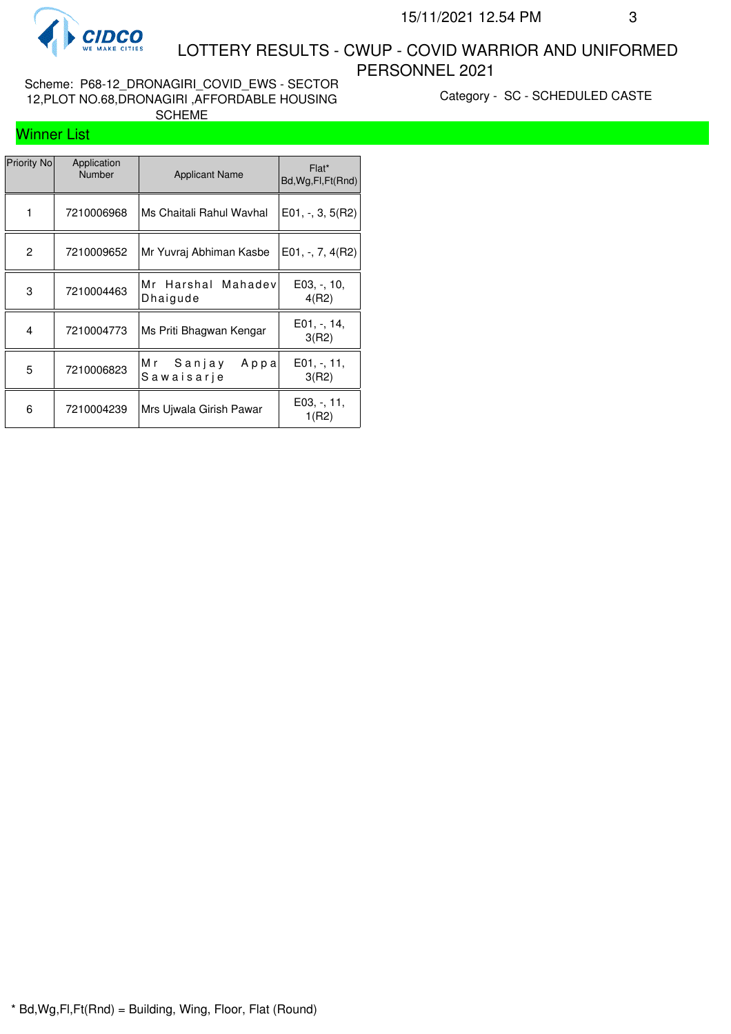# LOTTERY RESULTS - CWUP - COVID WARRIOR AND UNIFORMED PERSONNEL 2021

15/11/2021 12.54 PM

Scheme: P68-12_DRONAGIRI_COVID_EWS - SECTOR 12,PLOT NO.68,DRONAGIRI ,AFFORDABLE HOUSING SCHEME

Category - SC - SCHEDULED CASTE

## Winner List

| Priority No | Application Number | Applicant Name | Flat* Bd,Wg,Fl,Ft(Rnd) |
|---|---|---|---|
| 1 | 7210006968 | Ms Chaitali Rahul Wavhal | E01, -, 3, 5(R2) |
| 2 | 7210009652 | Mr Yuvraj Abhiman Kasbe | E01, -, 7, 4(R2) |
| 3 | 7210004463 | Mr Harshal Mahadev Dhaigude | E03, -, 10, 4(R2) |
| 4 | 7210004773 | Ms Priti Bhagwan Kengar | E01, -, 14, 3(R2) |
| 5 | 7210006823 | Mr Sanjay Appa Sawaisarje | E01, -, 11, 3(R2) |
| 6 | 7210004239 | Mrs Ujwala Girish Pawar | E03, -, 11, 1(R2) |

* Bd,Wg,Fl,Ft(Rnd) = Building, Wing, Floor, Flat (Round)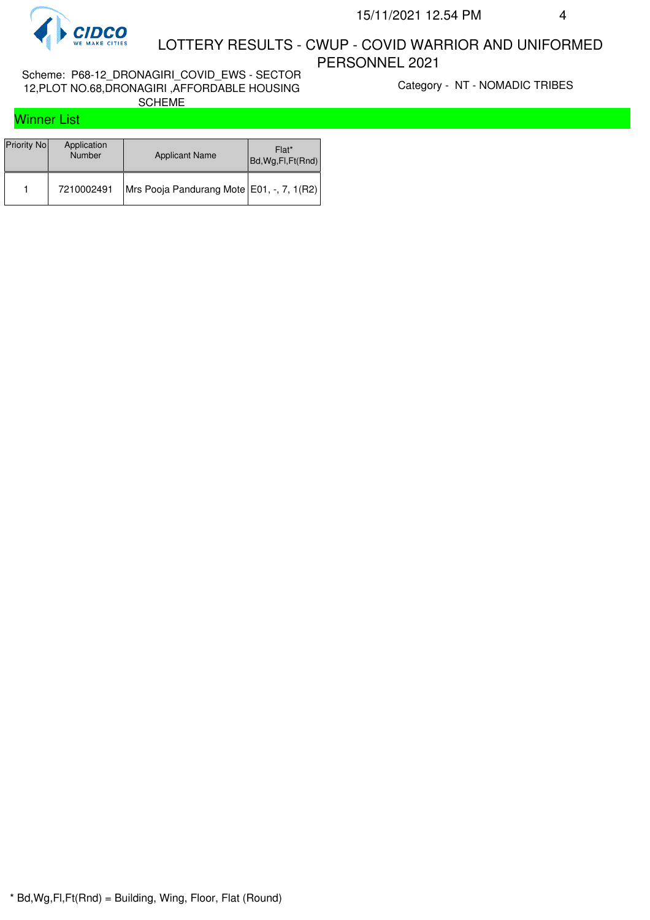# LOTTERY RESULTS - CWUP - COVID WARRIOR AND UNIFORMED PERSONNEL 2021

Scheme: P68-12_DRONAGIRI_COVID_EWS - SECTOR 12,PLOT NO.68,DRONAGIRI ,AFFORDABLE HOUSING SCHEME

Category - NT - NOMADIC TRIBES

## Winner List

| Priority No | Application Number | Applicant Name | Flat* Bd,Wg,Fl,Ft(Rnd) |
|---|---|---|---|
| 1 | 7210002491 | Mrs Pooja Pandurang Mote | E01, -, 7, 1(R2) |

* Bd,Wg,Fl,Ft(Rnd) = Building, Wing, Floor, Flat (Round)